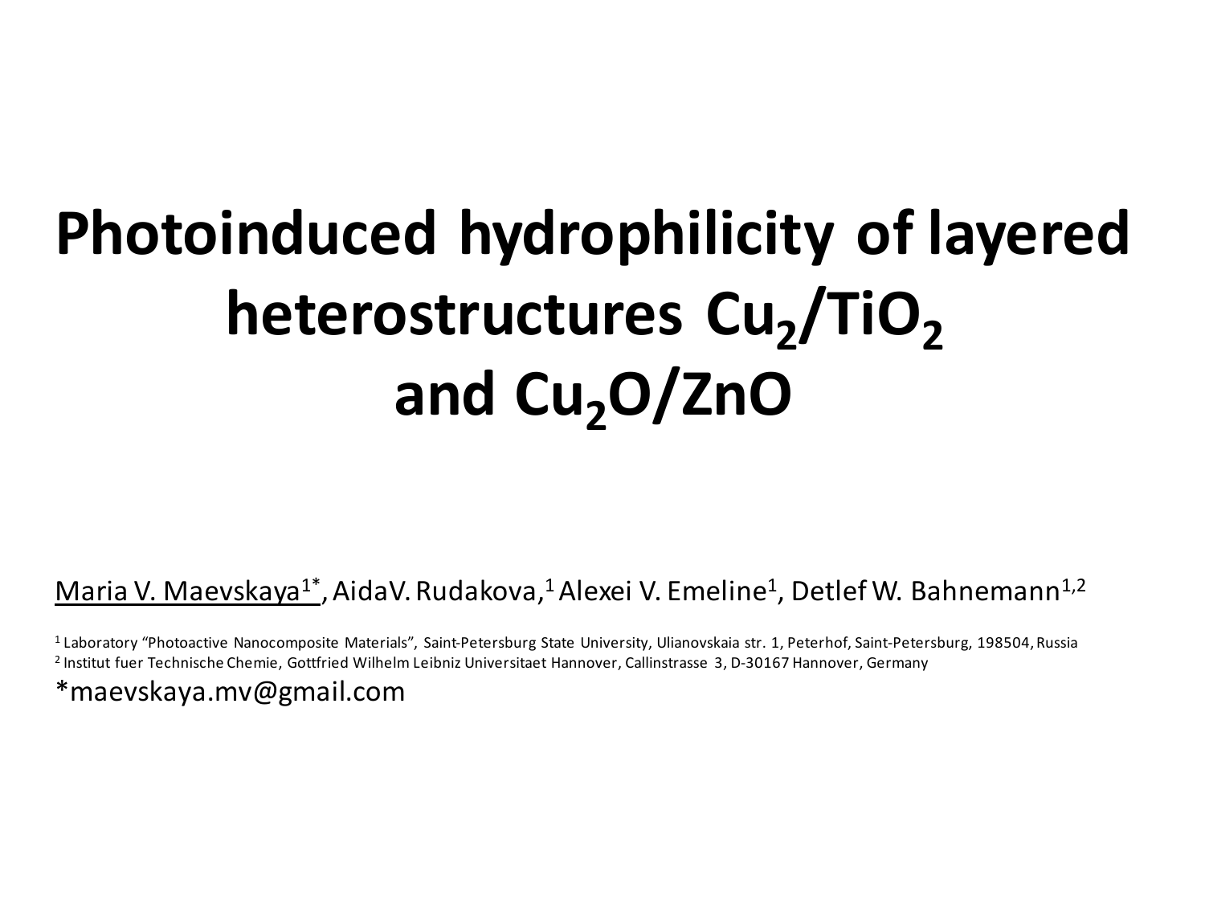# Photoinduced hydrophilicity of layered heterostructures $Cu_2/TiO_2$ and $Cu_2O/ZnO$

Maria V. Maevskaya[1*], AidaV. Rudakova,[1] Alexei V. Emeline[1], Detlef W. Bahnemann[1,2]

[1] Laboratory "Photoactive Nanocomposite Materials", Saint-Petersburg State University, Ulianovskaia str. 1, Peterhof, Saint-Petersburg, 198504, Russia

[2] Institut fuer Technische Chemie, Gottfried Wilhelm Leibniz Universitaet Hannover, Callinstrasse 3, D-30167 Hannover, Germany

*maevskaya.mv@gmail.com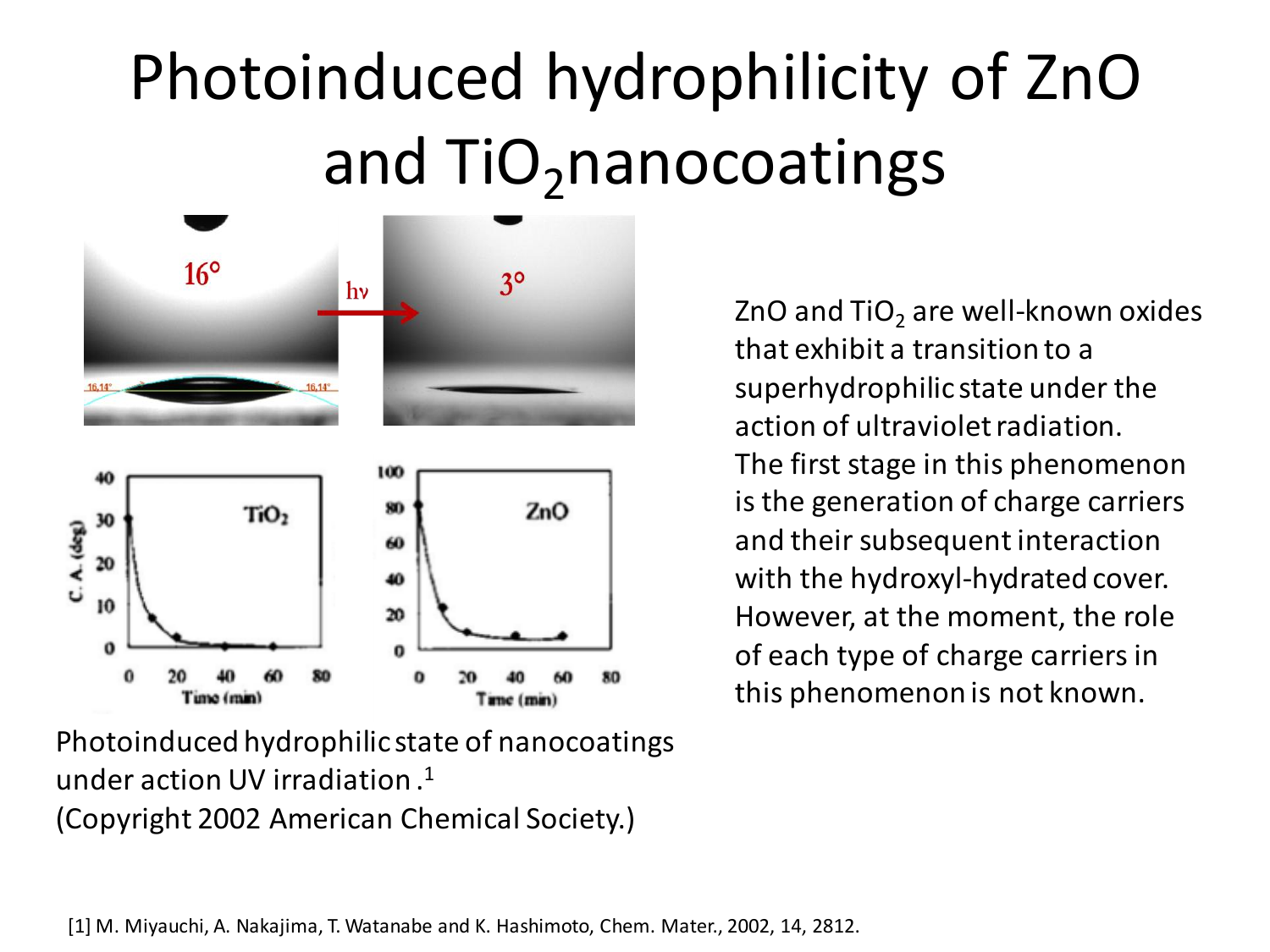# Photoinduced hydrophilicity of ZnO and $TiO_2$ nanocoatings

Photoinduced hydrophilic state of nanocoatings under action UV irradiation.[1]
(Copyright 2002 American Chemical Society.)

ZnO and $TiO_2$ are well-known oxides that exhibit a transition to a superhydrophilic state under the action of ultraviolet radiation. The first stage in this phenomenon is the generation of charge carriers and their subsequent interaction with the hydroxyl-hydrated cover. However, at the moment, the role of each type of charge carriers in this phenomenon is not known.

[1] M. Miyauchi, A. Nakajima, T. Watanabe and K. Hashimoto, Chem. Mater., 2002, 14, 2812.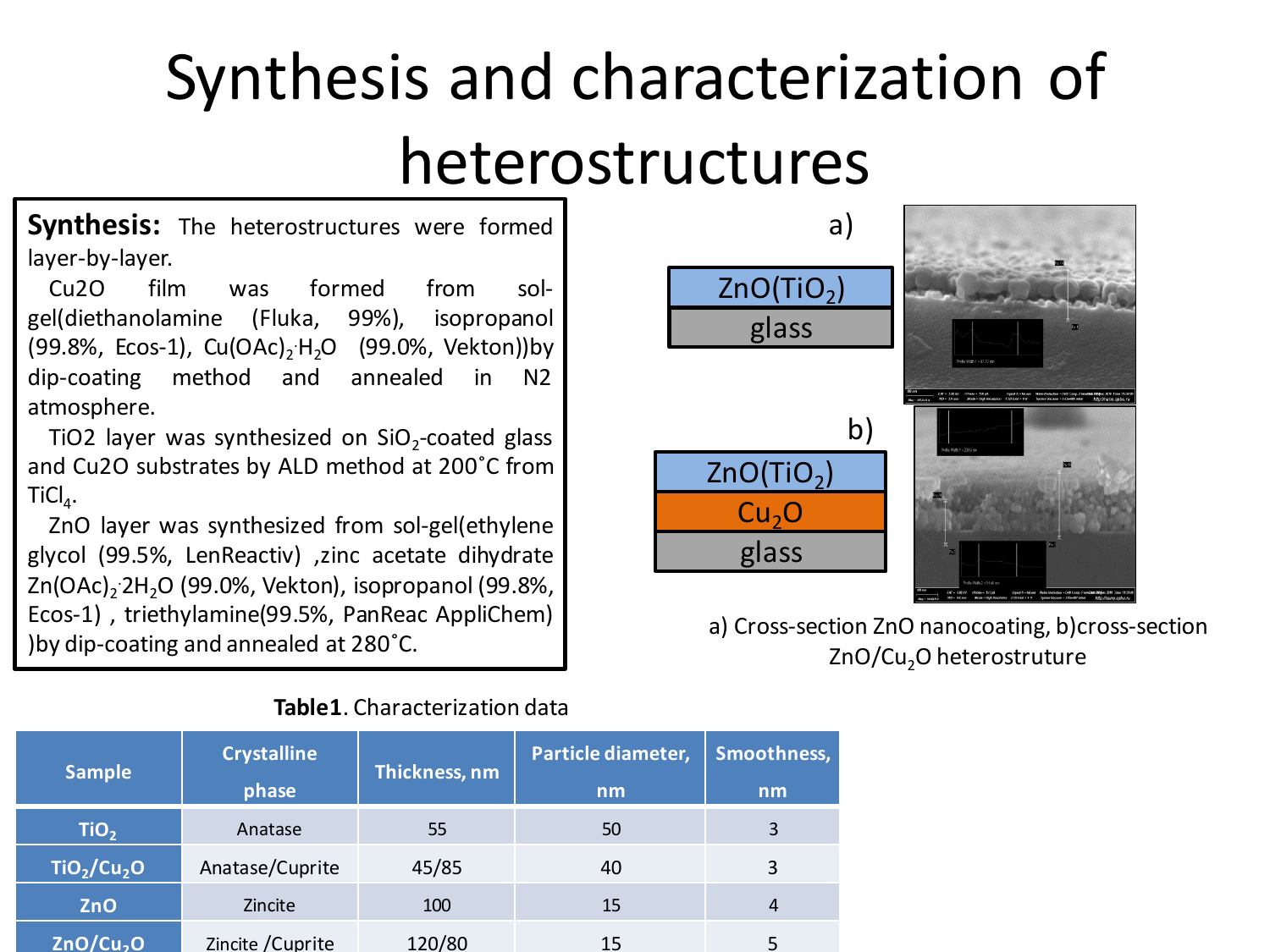# Synthesis and characterization of heterostructures

**Synthesis:** The heterostructures were formed layer-by-layer.

Cu2O film was formed from sol-gel(diethanolamine (Fluka, 99%), isopropanol (99.8%, Ecos-1), $Cu(OAc)_2 \cdot H_2O$ (99.0%, Vekton))by dip-coating method and annealed in N2 atmosphere.

TiO2 layer was synthesized on $SiO_2$-coated glass and Cu2O substrates by ALD method at 200˚C from $TiCl_4$.

ZnO layer was synthesized from sol-gel(ethylene glycol (99.5%, LenReactiv) ,zinc acetate dihydrate $Zn(OAc)_2 \cdot 2H_2O$ (99.0%, Vekton), isopropanol (99.8%, Ecos-1) , triethylamine(99.5%, PanReac AppliChem) )by dip-coating and annealed at 280˚C.

a) ZnO($TiO_2$) / glass

b) ZnO($TiO_2$) / $Cu_2O$ / glass

a) Cross-section ZnO nanocoating, b)cross-section ZnO/$Cu_2O$ heterostruture

**Table1**. Characterization data

| Sample | Crystalline phase | Thickness, nm | Particle diameter, nm | Smoothness, nm |
|---|---|---|---|---|
| $TiO_2$ | Anatase | 55 | 50 | 3 |
| $TiO_2/Cu_2O$ | Anatase/Cuprite | 45/85 | 40 | 3 |
| ZnO | Zincite | 100 | 15 | 4 |
| $ZnO/Cu_2O$ | Zincite /Cuprite | 120/80 | 15 | 5 |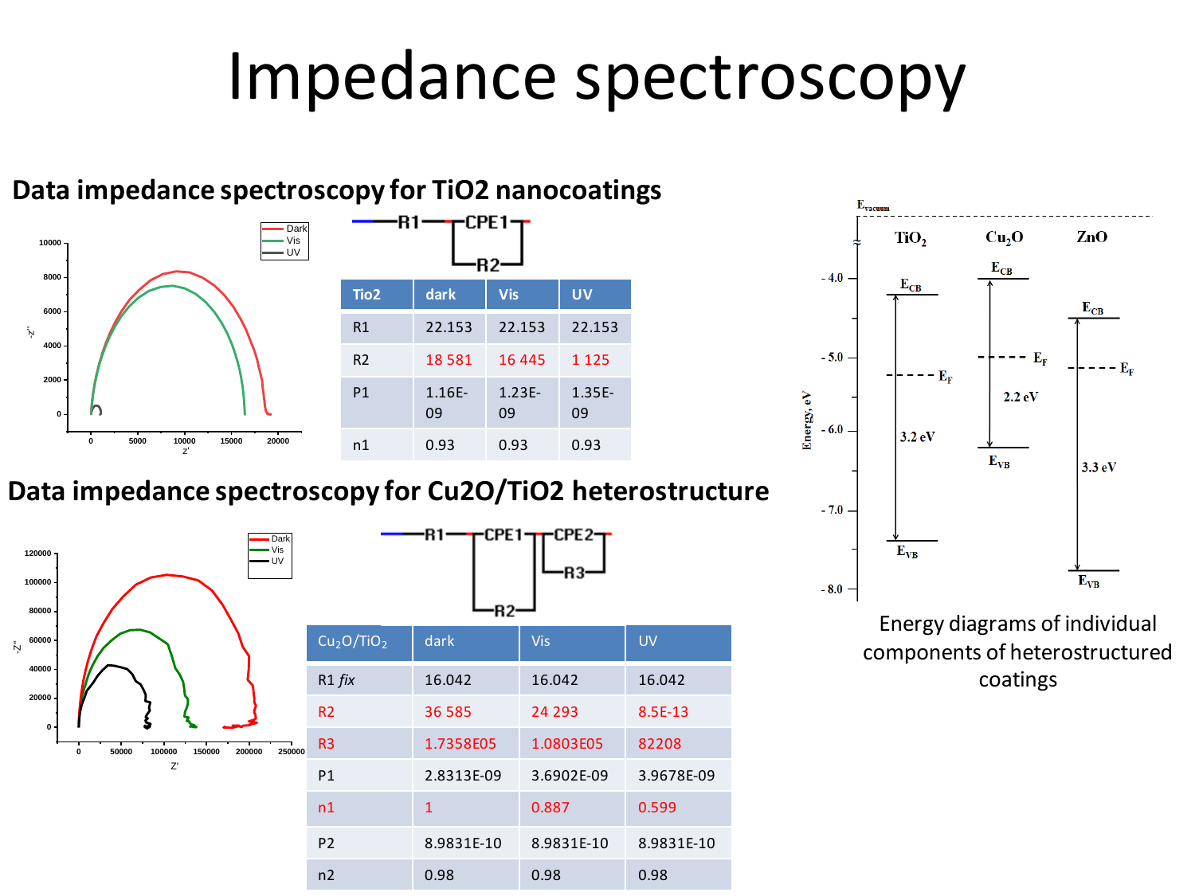# Impedance spectroscopy

## Data impedance spectroscopy for TiO2 nanocoatings

R1—[CPE1 ∥ R2]

| Tio2 | dark | Vis | UV |
|---|---|---|---|
| R1 | 22.153 | 22.153 | 22.153 |
| R2 | 18 581 | 16 445 | 1 125 |
| P1 | 1.16E-09 | 1.23E-09 | 1.35E-09 |
| n1 | 0.93 | 0.93 | 0.93 |

## Data impedance spectroscopy for Cu2O/TiO2 heterostructure

R1—[CPE1 ∥ R2]—[CPE2 ∥ R3]

| $Cu_2O/TiO_2$ | dark | Vis | UV |
|---|---|---|---|
| R1 *fix* | 16.042 | 16.042 | 16.042 |
| R2 | 36 585 | 24 293 | 8.5E-13 |
| R3 | 1.7358E05 | 1.0803E05 | 82208 |
| P1 | 2.8313E-09 | 3.6902E-09 | 3.9678E-09 |
| n1 | 1 | 0.887 | 0.599 |
| P2 | 8.9831E-10 | 8.9831E-10 | 8.9831E-10 |
| n2 | 0.98 | 0.98 | 0.98 |

Energy diagrams of individual components of heterostructured coatings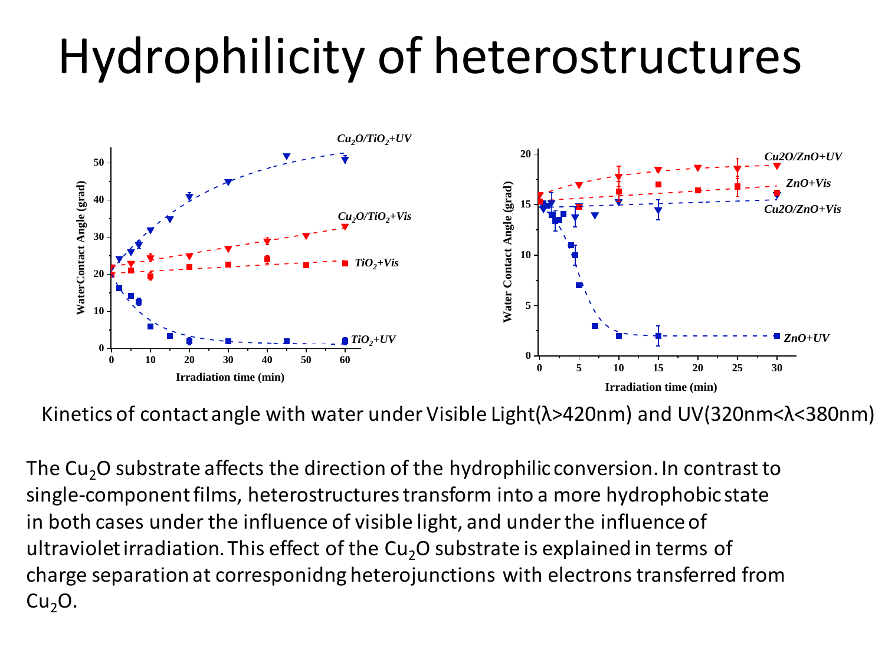# Hydrophilicity of heterostructures

Kinetics of contact angle with water under Visible Light(λ>420nm) and UV(320nm<λ<380nm)

The $Cu_2O$ substrate affects the direction of the hydrophilic conversion. In contrast to single-component films, heterostructures transform into a more hydrophobic state in both cases under the influence of visible light, and under the influence of ultraviolet irradiation. This effect of the $Cu_2O$ substrate is explained in terms of charge separation at corresponidng heterojunctions with electrons transferred from $Cu_2O$.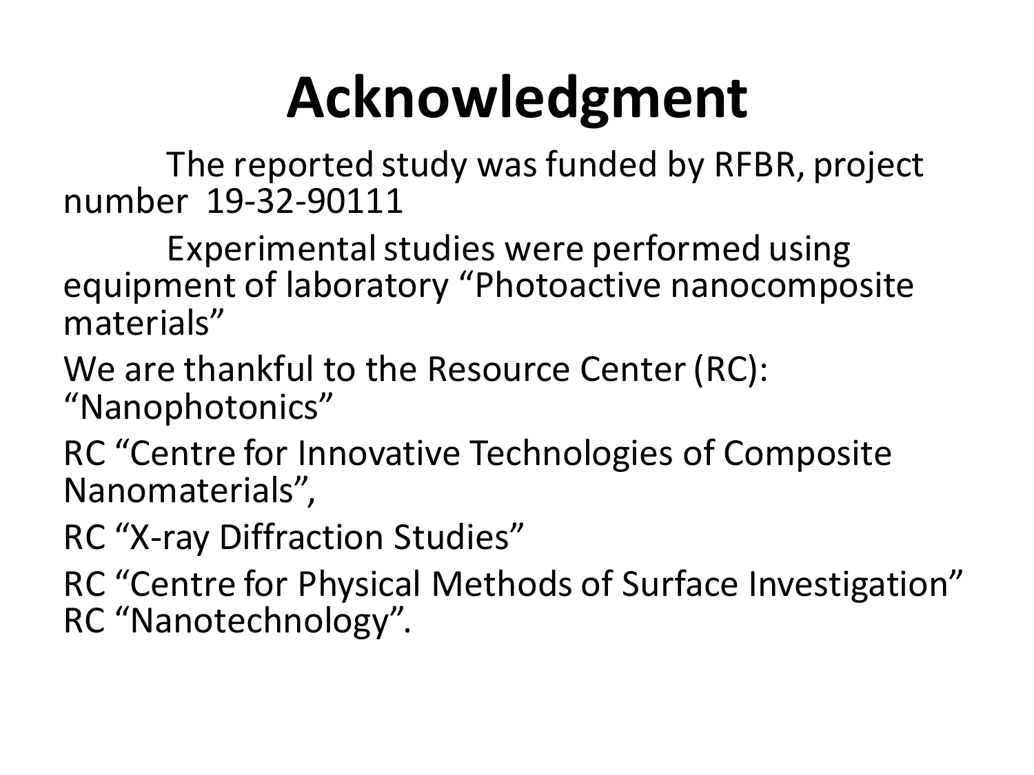# Acknowledgment

The reported study was funded by RFBR, project number 19-32-90111

Experimental studies were performed using equipment of laboratory "Photoactive nanocomposite materials"

We are thankful to the Resource Center (RC): "Nanophotonics"

RC "Centre for Innovative Technologies of Composite Nanomaterials",

RC "X-ray Diffraction Studies"

RC "Centre for Physical Methods of Surface Investigation"
RC "Nanotechnology".